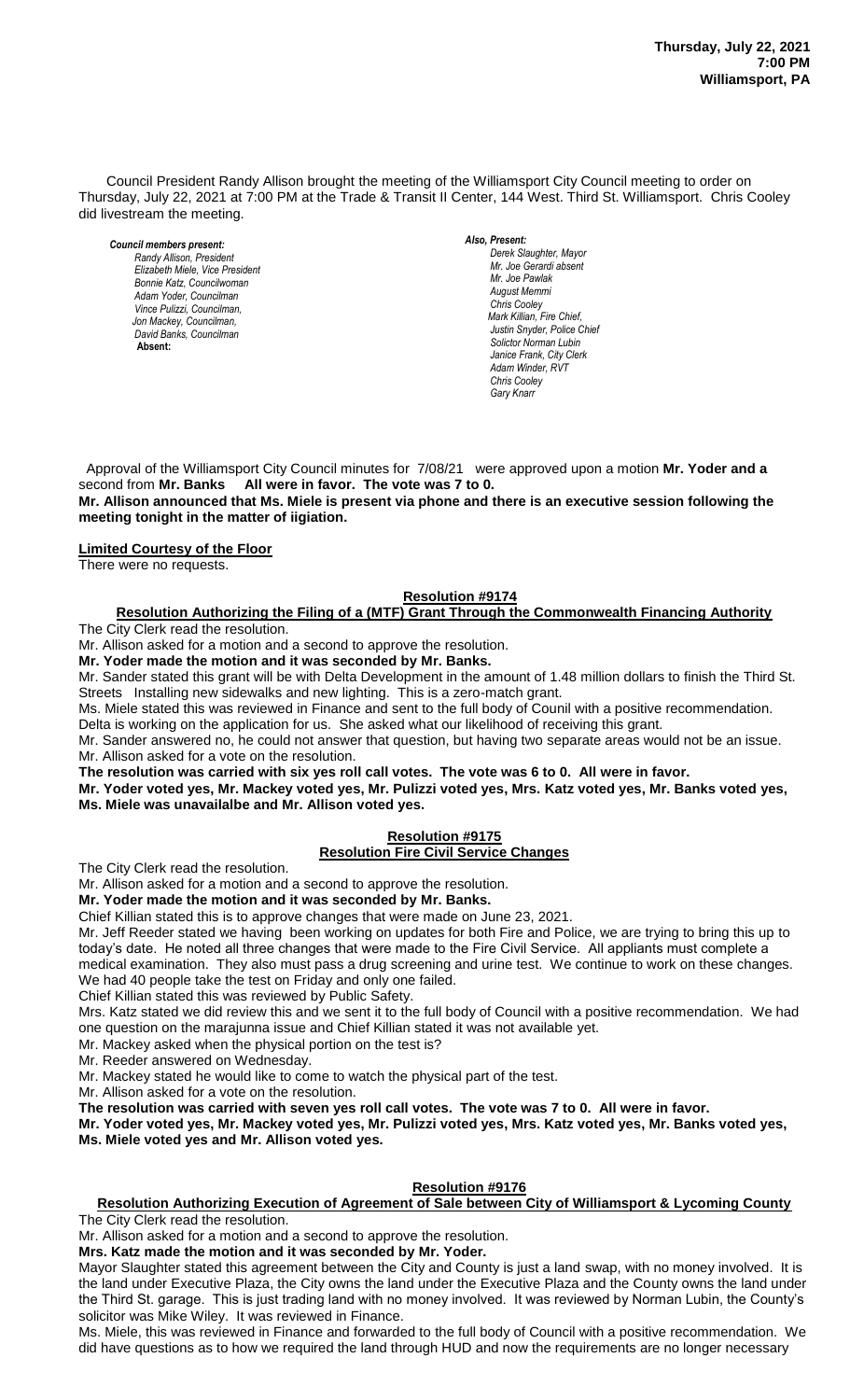**Thursday, July 22, 2021**
**7:00 PM**
**Williamsport, PA**

Council President Randy Allison brought the meeting of the Williamsport City Council meeting to order on Thursday, July 22, 2021 at 7:00 PM at the Trade & Transit II Center, 144 West. Third St. Williamsport. Chris Cooley did livestream the meeting.

***Council members present:***
*Randy Allison, President*
*Elizabeth Miele, Vice President*
*Bonnie Katz, Councilwoman*
*Adam Yoder, Councilman*
*Vince Pulizzi, Councilman,*
*Jon Mackey, Councilman,*
*David Banks, Councilman*
**Absent:**

***Also, Present:***
*Derek Slaughter, Mayor*
*Mr. Joe Gerardi absent*
*Mr. Joe Pawlak*
*August Memmi*
*Chris Cooley*
*Mark Killian, Fire Chief,*
*Justin Snyder, Police Chief*
*Solictor Norman Lubin*
*Janice Frank, City Clerk*
*Adam Winder, RVT*
*Chris Cooley*
*Gary Knarr*

Approval of the Williamsport City Council minutes for 7/08/21 were approved upon a motion **Mr. Yoder and a** second from **Mr. Banks All were in favor. The vote was 7 to 0.**
**Mr. Allison announced that Ms. Miele is present via phone and there is an executive session following the meeting tonight in the matter of iigiation.**

**Limited Courtesy of the Floor**
There were no requests.

**Resolution #9174**
**Resolution Authorizing the Filing of a (MTF) Grant Through the Commonwealth Financing Authority**

The City Clerk read the resolution.
Mr. Allison asked for a motion and a second to approve the resolution.
**Mr. Yoder made the motion and it was seconded by Mr. Banks.**
Mr. Sander stated this grant will be with Delta Development in the amount of 1.48 million dollars to finish the Third St. Streets Installing new sidewalks and new lighting. This is a zero-match grant.
Ms. Miele stated this was reviewed in Finance and sent to the full body of Counil with a positive recommendation. Delta is working on the application for us. She asked what our likelihood of receiving this grant.
Mr. Sander answered no, he could not answer that question, but having two separate areas would not be an issue.
Mr. Allison asked for a vote on the resolution.
**The resolution was carried with six yes roll call votes. The vote was 6 to 0. All were in favor.**
**Mr. Yoder voted yes, Mr. Mackey voted yes, Mr. Pulizzi voted yes, Mrs. Katz voted yes, Mr. Banks voted yes, Ms. Miele was unavailalbe and Mr. Allison voted yes.**

**Resolution #9175**
**Resolution Fire Civil Service Changes**

The City Clerk read the resolution.
Mr. Allison asked for a motion and a second to approve the resolution.
**Mr. Yoder made the motion and it was seconded by Mr. Banks.**
Chief Killian stated this is to approve changes that were made on June 23, 2021.
Mr. Jeff Reeder stated we having been working on updates for both Fire and Police, we are trying to bring this up to today's date. He noted all three changes that were made to the Fire Civil Service. All appliants must complete a medical examination. They also must pass a drug screening and urine test. We continue to work on these changes. We had 40 people take the test on Friday and only one failed.
Chief Killian stated this was reviewed by Public Safety.
Mrs. Katz stated we did review this and we sent it to the full body of Council with a positive recommendation. We had one question on the marajunna issue and Chief Killian stated it was not available yet.
Mr. Mackey asked when the physical portion on the test is?
Mr. Reeder answered on Wednesday.
Mr. Mackey stated he would like to come to watch the physical part of the test.
Mr. Allison asked for a vote on the resolution.
**The resolution was carried with seven yes roll call votes. The vote was 7 to 0. All were in favor.**
**Mr. Yoder voted yes, Mr. Mackey voted yes, Mr. Pulizzi voted yes, Mrs. Katz voted yes, Mr. Banks voted yes, Ms. Miele voted yes and Mr. Allison voted yes.**

**Resolution #9176**
**Resolution Authorizing Execution of Agreement of Sale between City of Williamsport & Lycoming County**

The City Clerk read the resolution.
Mr. Allison asked for a motion and a second to approve the resolution.
**Mrs. Katz made the motion and it was seconded by Mr. Yoder.**
Mayor Slaughter stated this agreement between the City and County is just a land swap, with no money involved. It is the land under Executive Plaza, the City owns the land under the Executive Plaza and the County owns the land under the Third St. garage. This is just trading land with no money involved. It was reviewed by Norman Lubin, the County's solicitor was Mike Wiley. It was reviewed in Finance.
Ms. Miele, this was reviewed in Finance and forwarded to the full body of Council with a positive recommendation. We did have questions as to how we required the land through HUD and now the requirements are no longer necessary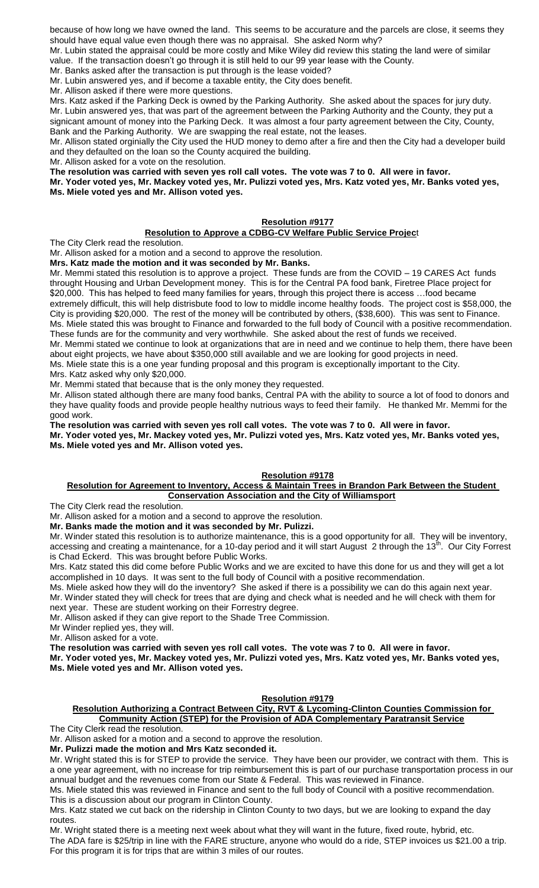because of how long we have owned the land. This seems to be accurature and the parcels are close, it seems they should have equal value even though there was no appraisal. She asked Norm why?

Mr. Lubin stated the appraisal could be more costly and Mike Wiley did review this stating the land were of similar value. If the transaction doesn't go through it is still held to our 99 year lease with the County.

Mr. Banks asked after the transaction is put through is the lease voided?

Mr. Lubin answered yes, and if become a taxable entity, the City does benefit.

Mr. Allison asked if there were more questions.

Mrs. Katz asked if the Parking Deck is owned by the Parking Authority. She asked about the spaces for jury duty.

Mr. Lubin answered yes, that was part of the agreement between the Parking Authority and the County, they put a signicant amount of money into the Parking Deck. It was almost a four party agreement between the City, County, Bank and the Parking Authority. We are swapping the real estate, not the leases.

Mr. Allison stated orginially the City used the HUD money to demo after a fire and then the City had a developer build and they defaulted on the loan so the County acquired the building.

Mr. Allison asked for a vote on the resolution.

**The resolution was carried with seven yes roll call votes. The vote was 7 to 0. All were in favor.**

**Mr. Yoder voted yes, Mr. Mackey voted yes, Mr. Pulizzi voted yes, Mrs. Katz voted yes, Mr. Banks voted yes, Ms. Miele voted yes and Mr. Allison voted yes.**

## Resolution #9177

### Resolution to Approve a CDBG-CV Welfare Public Service Project

The City Clerk read the resolution.

Mr. Allison asked for a motion and a second to approve the resolution.

**Mrs. Katz made the motion and it was seconded by Mr. Banks.**

Mr. Memmi stated this resolution is to approve a project. These funds are from the COVID – 19 CARES Act funds throught Housing and Urban Development money. This is for the Central PA food bank, Firetree Place project for $20,000. This has helped to feed many families for years, through this project there is access …food became extremely difficult, this will help distrisbute food to low to middle income healthy foods. The project cost is $58,000, the City is providing $20,000. The rest of the money will be contributed by others, ($38,600). This was sent to Finance.

Ms. Miele stated this was brought to Finance and forwarded to the full body of Council with a positive recommendation. These funds are for the community and very worthwhile. She asked about the rest of funds we received.

Mr. Memmi stated we continue to look at organizations that are in need and we continue to help them, there have been about eight projects, we have about $350,000 still available and we are looking for good projects in need.

Ms. Miele state this is a one year funding proposal and this program is exceptionally important to the City.

Mrs. Katz asked why only $20,000.

Mr. Memmi stated that because that is the only money they requested.

Mr. Allison stated although there are many food banks, Central PA with the ability to source a lot of food to donors and they have quality foods and provide people healthy nutrious ways to feed their family. He thanked Mr. Memmi for the good work.

**The resolution was carried with seven yes roll call votes. The vote was 7 to 0. All were in favor.**

**Mr. Yoder voted yes, Mr. Mackey voted yes, Mr. Pulizzi voted yes, Mrs. Katz voted yes, Mr. Banks voted yes, Ms. Miele voted yes and Mr. Allison voted yes.**

## Resolution #9178

### Resolution for Agreement to Inventory, Access & Maintain Trees in Brandon Park Between the Student Conservation Association and the City of Williamsport

The City Clerk read the resolution.

Mr. Allison asked for a motion and a second to approve the resolution.

**Mr. Banks made the motion and it was seconded by Mr. Pulizzi.**

Mr. Winder stated this resolution is to authorize maintenance, this is a good opportunity for all. They will be inventory, accessing and creating a maintenance, for a 10-day period and it will start August 2 through the 13th. Our City Forrest is Chad Eckerd. This was brought before Public Works.

Mrs. Katz stated this did come before Public Works and we are excited to have this done for us and they will get a lot accomplished in 10 days. It was sent to the full body of Council with a positive recommendation.

Ms. Miele asked how they will do the inventory? She asked if there is a possibility we can do this again next year.

Mr. Winder stated they will check for trees that are dying and check what is needed and he will check with them for next year. These are student working on their Forrestry degree.

Mr. Allison asked if they can give report to the Shade Tree Commission.

Mr Winder replied yes, they will.

Mr. Allison asked for a vote.

**The resolution was carried with seven yes roll call votes. The vote was 7 to 0. All were in favor.**

**Mr. Yoder voted yes, Mr. Mackey voted yes, Mr. Pulizzi voted yes, Mrs. Katz voted yes, Mr. Banks voted yes, Ms. Miele voted yes and Mr. Allison voted yes.**

## Resolution #9179

### Resolution Authorizing a Contract Between City, RVT & Lycoming-Clinton Counties Commission for Community Action (STEP) for the Provision of ADA Complementary Paratransit Service

The City Clerk read the resolution.

Mr. Allison asked for a motion and a second to approve the resolution.

**Mr. Pulizzi made the motion and Mrs Katz seconded it.**

Mr. Wright stated this is for STEP to provide the service. They have been our provider, we contract with them. This is a one year agreement, with no increase for trip reimbursement this is part of our purchase transportation process in our annual budget and the revenues come from our State & Federal. This was reviewed in Finance.

Ms. Miele stated this was reviewed in Finance and sent to the full body of Council with a positive recommendation. This is a discussion about our program in Clinton County.

Mrs. Katz stated we cut back on the ridership in Clinton County to two days, but we are looking to expand the day routes.

Mr. Wright stated there is a meeting next week about what they will want in the future, fixed route, hybrid, etc. The ADA fare is $25/trip in line with the FARE structure, anyone who would do a ride, STEP invoices us $21.00 a trip. For this program it is for trips that are within 3 miles of our routes.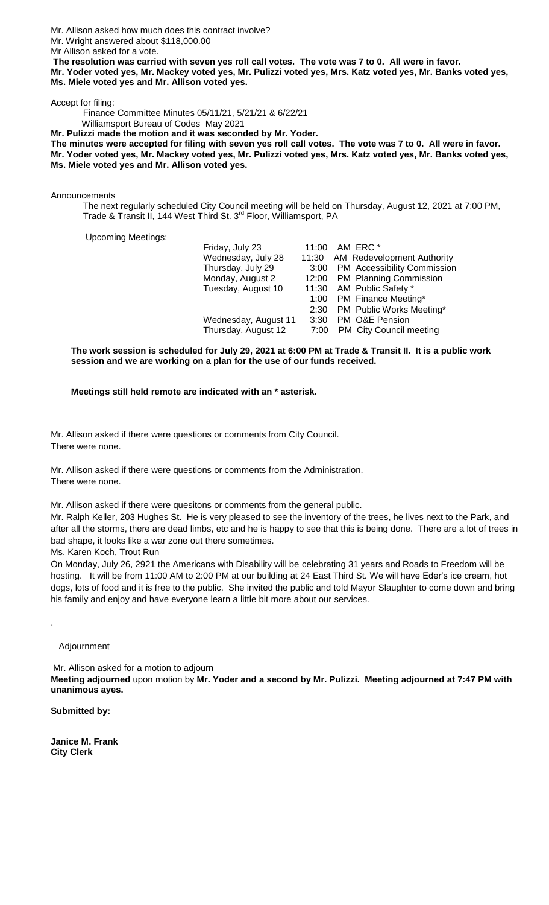Mr. Allison asked how much does this contract involve?
Mr. Wright answered about $118,000.00
Mr Allison asked for a vote.

**The resolution was carried with seven yes roll call votes. The vote was 7 to 0. All were in favor. Mr. Yoder voted yes, Mr. Mackey voted yes, Mr. Pulizzi voted yes, Mrs. Katz voted yes, Mr. Banks voted yes, Ms. Miele voted yes and Mr. Allison voted yes.**

Accept for filing:

Finance Committee Minutes 05/11/21, 5/21/21 & 6/22/21
Williamsport Bureau of Codes May 2021

**Mr. Pulizzi made the motion and it was seconded by Mr. Yoder.**
**The minutes were accepted for filing with seven yes roll call votes. The vote was 7 to 0. All were in favor. Mr. Yoder voted yes, Mr. Mackey voted yes, Mr. Pulizzi voted yes, Mrs. Katz voted yes, Mr. Banks voted yes, Ms. Miele voted yes and Mr. Allison voted yes.**

Announcements

The next regularly scheduled City Council meeting will be held on Thursday, August 12, 2021 at 7:00 PM, Trade & Transit II, 144 West Third St. 3rd Floor, Williamsport, PA

Upcoming Meetings:

| | | |
|---|---|---|
| Friday, July 23 | 11:00 | AM ERC * |
| Wednesday, July 28 | 11:30 | AM Redevelopment Authority |
| Thursday, July 29 | 3:00 | PM Accessibility Commission |
| Monday, August 2 | 12:00 | PM Planning Commission |
| Tuesday, August 10 | 11:30 | AM Public Safety * |
| | 1:00 | PM Finance Meeting* |
| | 2:30 | PM Public Works Meeting* |
| Wednesday, August 11 | 3:30 | PM O&E Pension |
| Thursday, August 12 | 7:00 | PM City Council meeting |

**The work session is scheduled for July 29, 2021 at 6:00 PM at Trade & Transit II. It is a public work session and we are working on a plan for the use of our funds received.**

**Meetings still held remote are indicated with an * asterisk.**

Mr. Allison asked if there were questions or comments from City Council.
There were none.

Mr. Allison asked if there were questions or comments from the Administration.
There were none.

Mr. Allison asked if there were quesitons or comments from the general public.

Mr. Ralph Keller, 203 Hughes St. He is very pleased to see the inventory of the trees, he lives next to the Park, and after all the storms, there are dead limbs, etc and he is happy to see that this is being done. There are a lot of trees in bad shape, it looks like a war zone out there sometimes.

Ms. Karen Koch, Trout Run

On Monday, July 26, 2921 the Americans with Disability will be celebrating 31 years and Roads to Freedom will be hosting. It will be from 11:00 AM to 2:00 PM at our building at 24 East Third St. We will have Eder's ice cream, hot dogs, lots of food and it is free to the public. She invited the public and told Mayor Slaughter to come down and bring his family and enjoy and have everyone learn a little bit more about our services.

.

Adjournment

Mr. Allison asked for a motion to adjourn
**Meeting adjourned** upon motion by **Mr. Yoder and a second by Mr. Pulizzi. Meeting adjourned at 7:47 PM with unanimous ayes.**

**Submitted by:**

**Janice M. Frank**
**City Clerk**